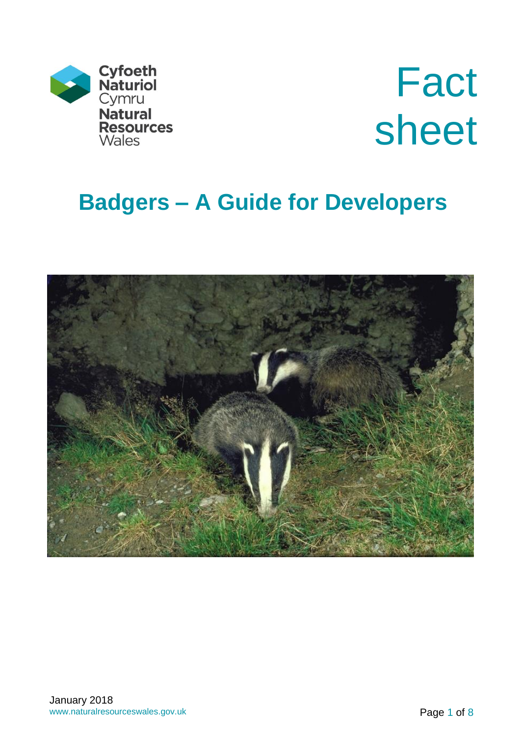Cyfoeth Naturiol Cymru
Natural Resources Wales

# Fact sheet

## Badgers – A Guide for Developers

January 2018
www.naturalresourceswales.gov.uk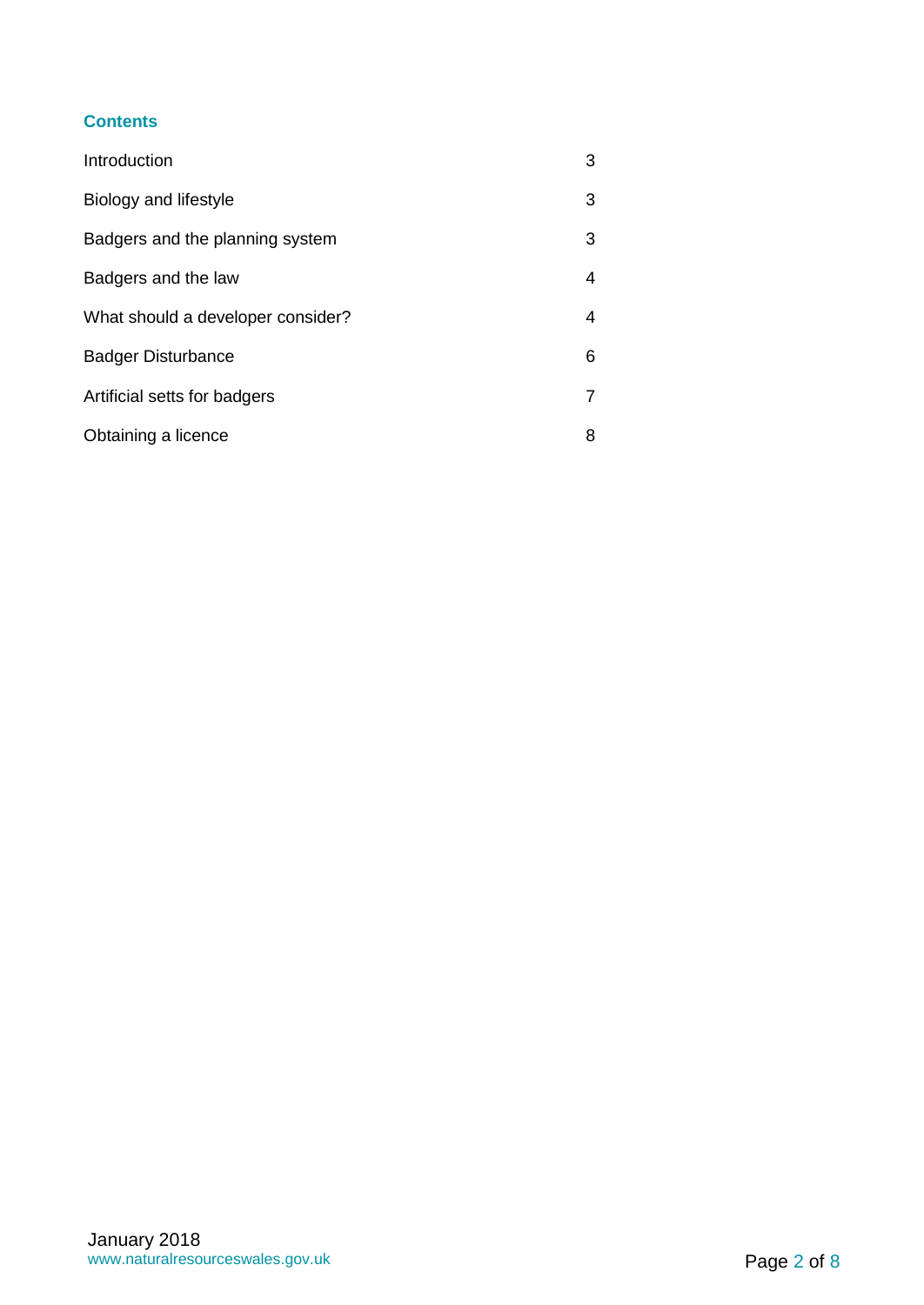## Contents

| | |
|---|---|
| Introduction | 3 |
| Biology and lifestyle | 3 |
| Badgers and the planning system | 3 |
| Badgers and the law | 4 |
| What should a developer consider? | 4 |
| Badger Disturbance | 6 |
| Artificial setts for badgers | 7 |
| Obtaining a licence | 8 |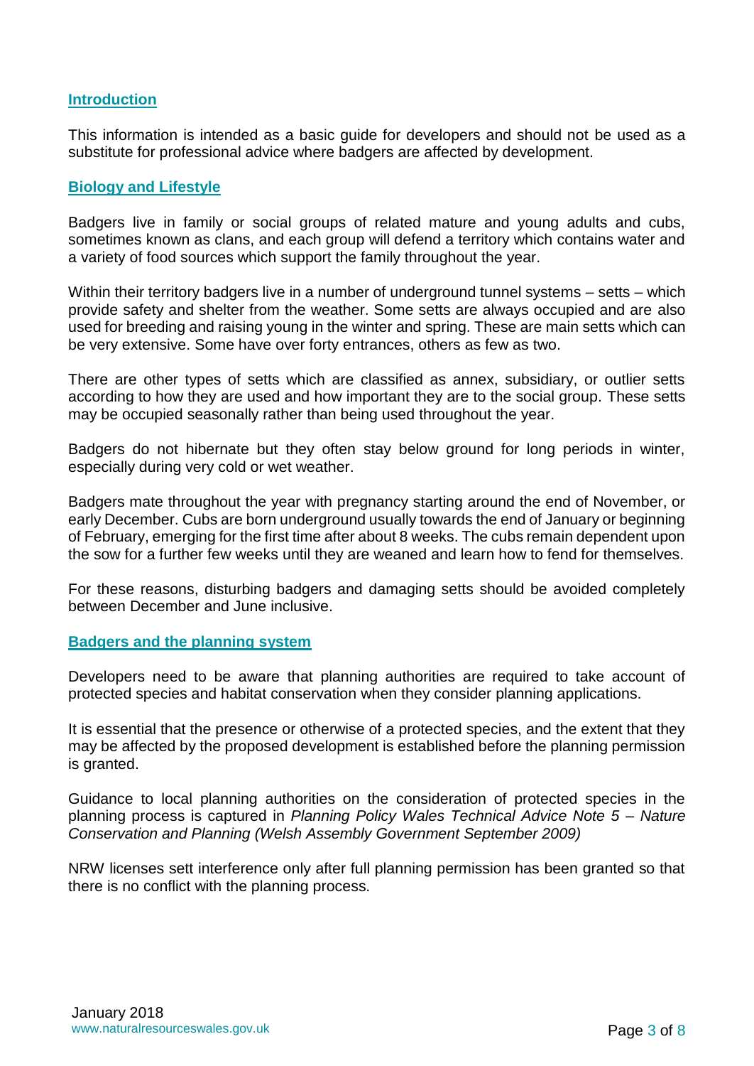## Introduction

This information is intended as a basic guide for developers and should not be used as a substitute for professional advice where badgers are affected by development.

## Biology and Lifestyle

Badgers live in family or social groups of related mature and young adults and cubs, sometimes known as clans, and each group will defend a territory which contains water and a variety of food sources which support the family throughout the year.

Within their territory badgers live in a number of underground tunnel systems – setts – which provide safety and shelter from the weather. Some setts are always occupied and are also used for breeding and raising young in the winter and spring. These are main setts which can be very extensive. Some have over forty entrances, others as few as two.

There are other types of setts which are classified as annex, subsidiary, or outlier setts according to how they are used and how important they are to the social group. These setts may be occupied seasonally rather than being used throughout the year.

Badgers do not hibernate but they often stay below ground for long periods in winter, especially during very cold or wet weather.

Badgers mate throughout the year with pregnancy starting around the end of November, or early December. Cubs are born underground usually towards the end of January or beginning of February, emerging for the first time after about 8 weeks. The cubs remain dependent upon the sow for a further few weeks until they are weaned and learn how to fend for themselves.

For these reasons, disturbing badgers and damaging setts should be avoided completely between December and June inclusive.

## Badgers and the planning system

Developers need to be aware that planning authorities are required to take account of protected species and habitat conservation when they consider planning applications.

It is essential that the presence or otherwise of a protected species, and the extent that they may be affected by the proposed development is established before the planning permission is granted.

Guidance to local planning authorities on the consideration of protected species in the planning process is captured in *Planning Policy Wales Technical Advice Note 5 – Nature Conservation and Planning (Welsh Assembly Government September 2009)*

NRW licenses sett interference only after full planning permission has been granted so that there is no conflict with the planning process.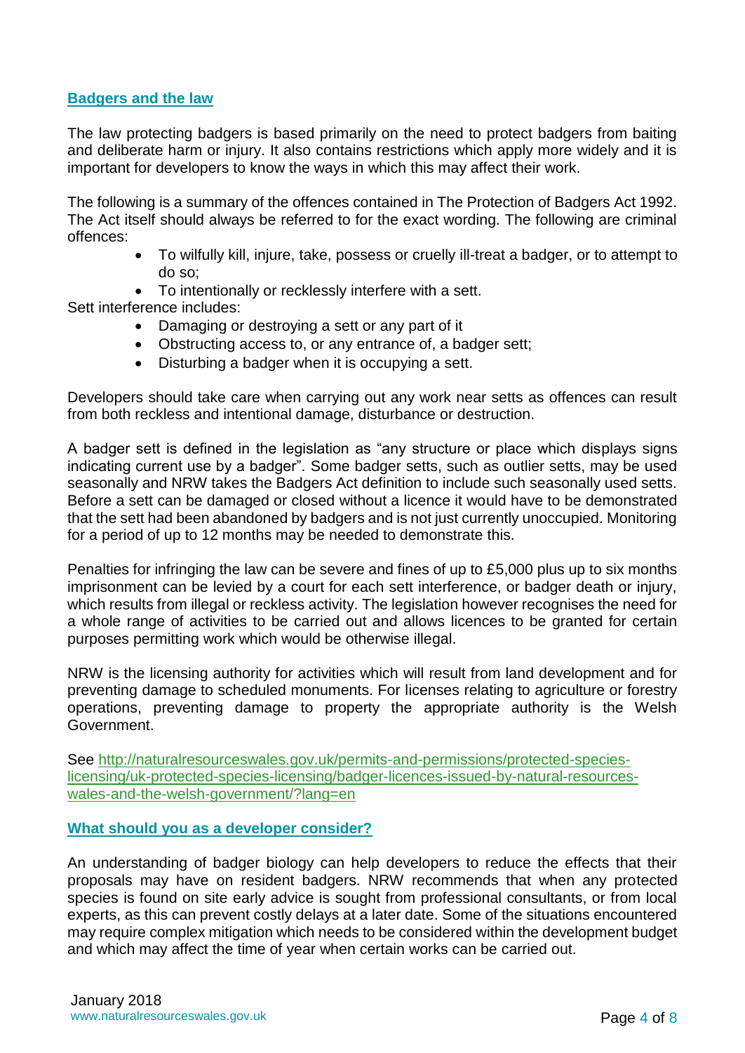## Badgers and the law

The law protecting badgers is based primarily on the need to protect badgers from baiting and deliberate harm or injury. It also contains restrictions which apply more widely and it is important for developers to know the ways in which this may affect their work.

The following is a summary of the offences contained in The Protection of Badgers Act 1992. The Act itself should always be referred to for the exact wording. The following are criminal offences:

- To wilfully kill, injure, take, possess or cruelly ill-treat a badger, or to attempt to do so;
- To intentionally or recklessly interfere with a sett.

Sett interference includes:

- Damaging or destroying a sett or any part of it
- Obstructing access to, or any entrance of, a badger sett;
- Disturbing a badger when it is occupying a sett.

Developers should take care when carrying out any work near setts as offences can result from both reckless and intentional damage, disturbance or destruction.

A badger sett is defined in the legislation as "any structure or place which displays signs indicating current use by a badger". Some badger setts, such as outlier setts, may be used seasonally and NRW takes the Badgers Act definition to include such seasonally used setts. Before a sett can be damaged or closed without a licence it would have to be demonstrated that the sett had been abandoned by badgers and is not just currently unoccupied. Monitoring for a period of up to 12 months may be needed to demonstrate this.

Penalties for infringing the law can be severe and fines of up to £5,000 plus up to six months imprisonment can be levied by a court for each sett interference, or badger death or injury, which results from illegal or reckless activity. The legislation however recognises the need for a whole range of activities to be carried out and allows licences to be granted for certain purposes permitting work which would be otherwise illegal.

NRW is the licensing authority for activities which will result from land development and for preventing damage to scheduled monuments. For licenses relating to agriculture or forestry operations, preventing damage to property the appropriate authority is the Welsh Government.

See http://naturalresourceswales.gov.uk/permits-and-permissions/protected-species-licensing/uk-protected-species-licensing/badger-licences-issued-by-natural-resources-wales-and-the-welsh-government/?lang=en

## What should you as a developer consider?

An understanding of badger biology can help developers to reduce the effects that their proposals may have on resident badgers. NRW recommends that when any protected species is found on site early advice is sought from professional consultants, or from local experts, as this can prevent costly delays at a later date. Some of the situations encountered may require complex mitigation which needs to be considered within the development budget and which may affect the time of year when certain works can be carried out.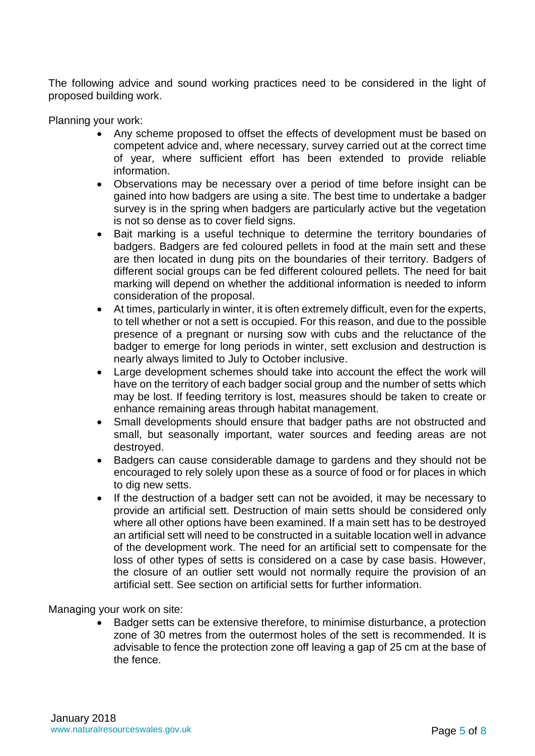The following advice and sound working practices need to be considered in the light of proposed building work.

Planning your work:

- Any scheme proposed to offset the effects of development must be based on competent advice and, where necessary, survey carried out at the correct time of year, where sufficient effort has been extended to provide reliable information.
- Observations may be necessary over a period of time before insight can be gained into how badgers are using a site. The best time to undertake a badger survey is in the spring when badgers are particularly active but the vegetation is not so dense as to cover field signs.
- Bait marking is a useful technique to determine the territory boundaries of badgers. Badgers are fed coloured pellets in food at the main sett and these are then located in dung pits on the boundaries of their territory. Badgers of different social groups can be fed different coloured pellets. The need for bait marking will depend on whether the additional information is needed to inform consideration of the proposal.
- At times, particularly in winter, it is often extremely difficult, even for the experts, to tell whether or not a sett is occupied. For this reason, and due to the possible presence of a pregnant or nursing sow with cubs and the reluctance of the badger to emerge for long periods in winter, sett exclusion and destruction is nearly always limited to July to October inclusive.
- Large development schemes should take into account the effect the work will have on the territory of each badger social group and the number of setts which may be lost. If feeding territory is lost, measures should be taken to create or enhance remaining areas through habitat management.
- Small developments should ensure that badger paths are not obstructed and small, but seasonally important, water sources and feeding areas are not destroyed.
- Badgers can cause considerable damage to gardens and they should not be encouraged to rely solely upon these as a source of food or for places in which to dig new setts.
- If the destruction of a badger sett can not be avoided, it may be necessary to provide an artificial sett. Destruction of main setts should be considered only where all other options have been examined. If a main sett has to be destroyed an artificial sett will need to be constructed in a suitable location well in advance of the development work. The need for an artificial sett to compensate for the loss of other types of setts is considered on a case by case basis. However, the closure of an outlier sett would not normally require the provision of an artificial sett. See section on artificial setts for further information.

Managing your work on site:

- Badger setts can be extensive therefore, to minimise disturbance, a protection zone of 30 metres from the outermost holes of the sett is recommended. It is advisable to fence the protection zone off leaving a gap of 25 cm at the base of the fence.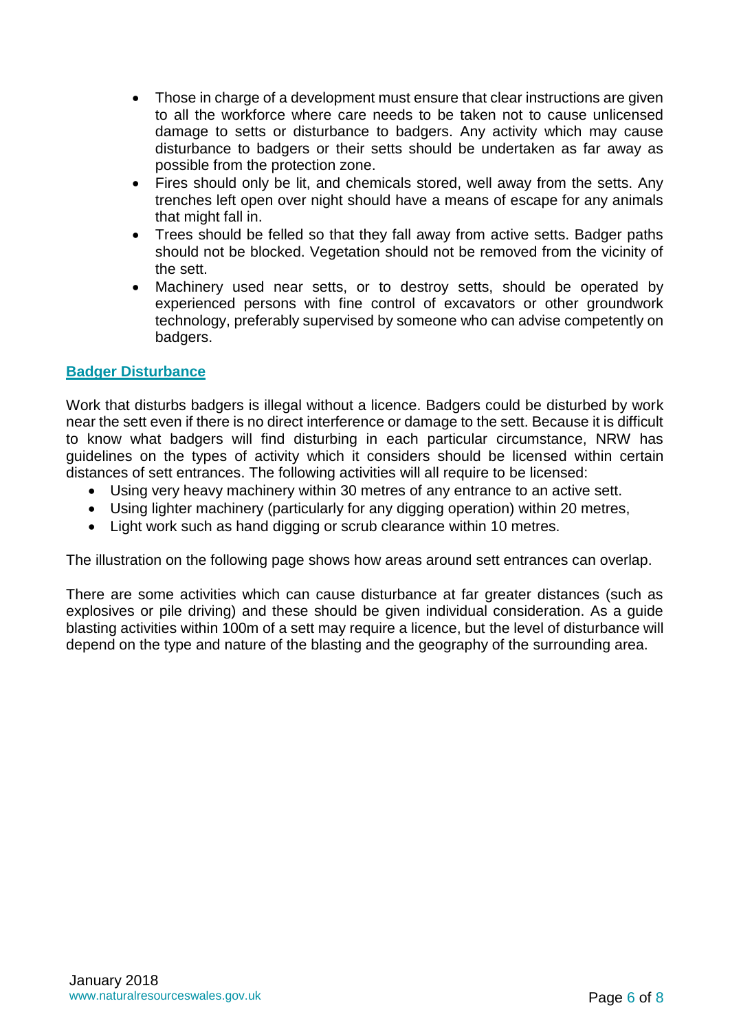- Those in charge of a development must ensure that clear instructions are given to all the workforce where care needs to be taken not to cause unlicensed damage to setts or disturbance to badgers. Any activity which may cause disturbance to badgers or their setts should be undertaken as far away as possible from the protection zone.
- Fires should only be lit, and chemicals stored, well away from the setts. Any trenches left open over night should have a means of escape for any animals that might fall in.
- Trees should be felled so that they fall away from active setts. Badger paths should not be blocked. Vegetation should not be removed from the vicinity of the sett.
- Machinery used near setts, or to destroy setts, should be operated by experienced persons with fine control of excavators or other groundwork technology, preferably supervised by someone who can advise competently on badgers.

## Badger Disturbance

Work that disturbs badgers is illegal without a licence. Badgers could be disturbed by work near the sett even if there is no direct interference or damage to the sett. Because it is difficult to know what badgers will find disturbing in each particular circumstance, NRW has guidelines on the types of activity which it considers should be licensed within certain distances of sett entrances. The following activities will all require to be licensed:

- Using very heavy machinery within 30 metres of any entrance to an active sett.
- Using lighter machinery (particularly for any digging operation) within 20 metres,
- Light work such as hand digging or scrub clearance within 10 metres.

The illustration on the following page shows how areas around sett entrances can overlap.

There are some activities which can cause disturbance at far greater distances (such as explosives or pile driving) and these should be given individual consideration. As a guide blasting activities within 100m of a sett may require a licence, but the level of disturbance will depend on the type and nature of the blasting and the geography of the surrounding area.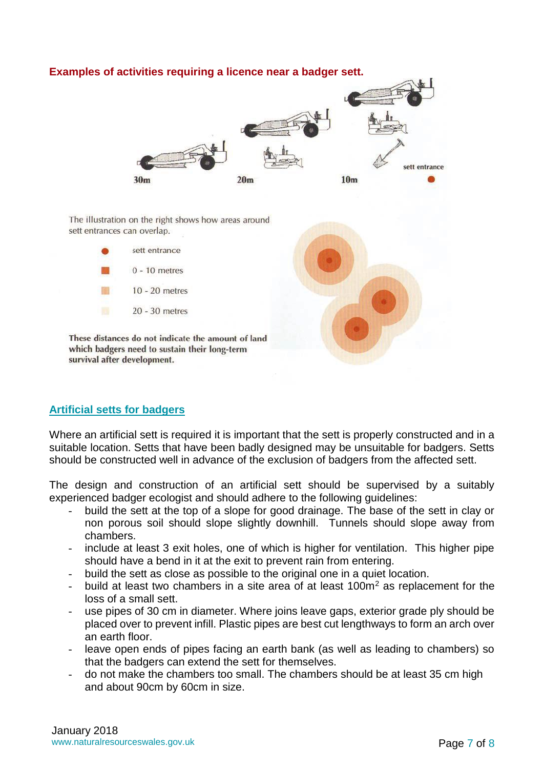**Examples of activities requiring a licence near a badger sett.**

30m 20m 10m sett entrance

The illustration on the right shows how areas around sett entrances can overlap.

- sett entrance
- 0 - 10 metres
- 10 - 20 metres
- 20 - 30 metres

**These distances do not indicate the amount of land which badgers need to sustain their long-term survival after development.**

## Artificial setts for badgers

Where an artificial sett is required it is important that the sett is properly constructed and in a suitable location. Setts that have been badly designed may be unsuitable for badgers. Setts should be constructed well in advance of the exclusion of badgers from the affected sett.

The design and construction of an artificial sett should be supervised by a suitably experienced badger ecologist and should adhere to the following guidelines:

- build the sett at the top of a slope for good drainage. The base of the sett in clay or non porous soil should slope slightly downhill. Tunnels should slope away from chambers.
- include at least 3 exit holes, one of which is higher for ventilation. This higher pipe should have a bend in it at the exit to prevent rain from entering.
- build the sett as close as possible to the original one in a quiet location.
- build at least two chambers in a site area of at least 100m$^2$ as replacement for the loss of a small sett.
- use pipes of 30 cm in diameter. Where joins leave gaps, exterior grade ply should be placed over to prevent infill. Plastic pipes are best cut lengthways to form an arch over an earth floor.
- leave open ends of pipes facing an earth bank (as well as leading to chambers) so that the badgers can extend the sett for themselves.
- do not make the chambers too small. The chambers should be at least 35 cm high and about 90cm by 60cm in size.

January 2018
www.naturalresourceswales.gov.uk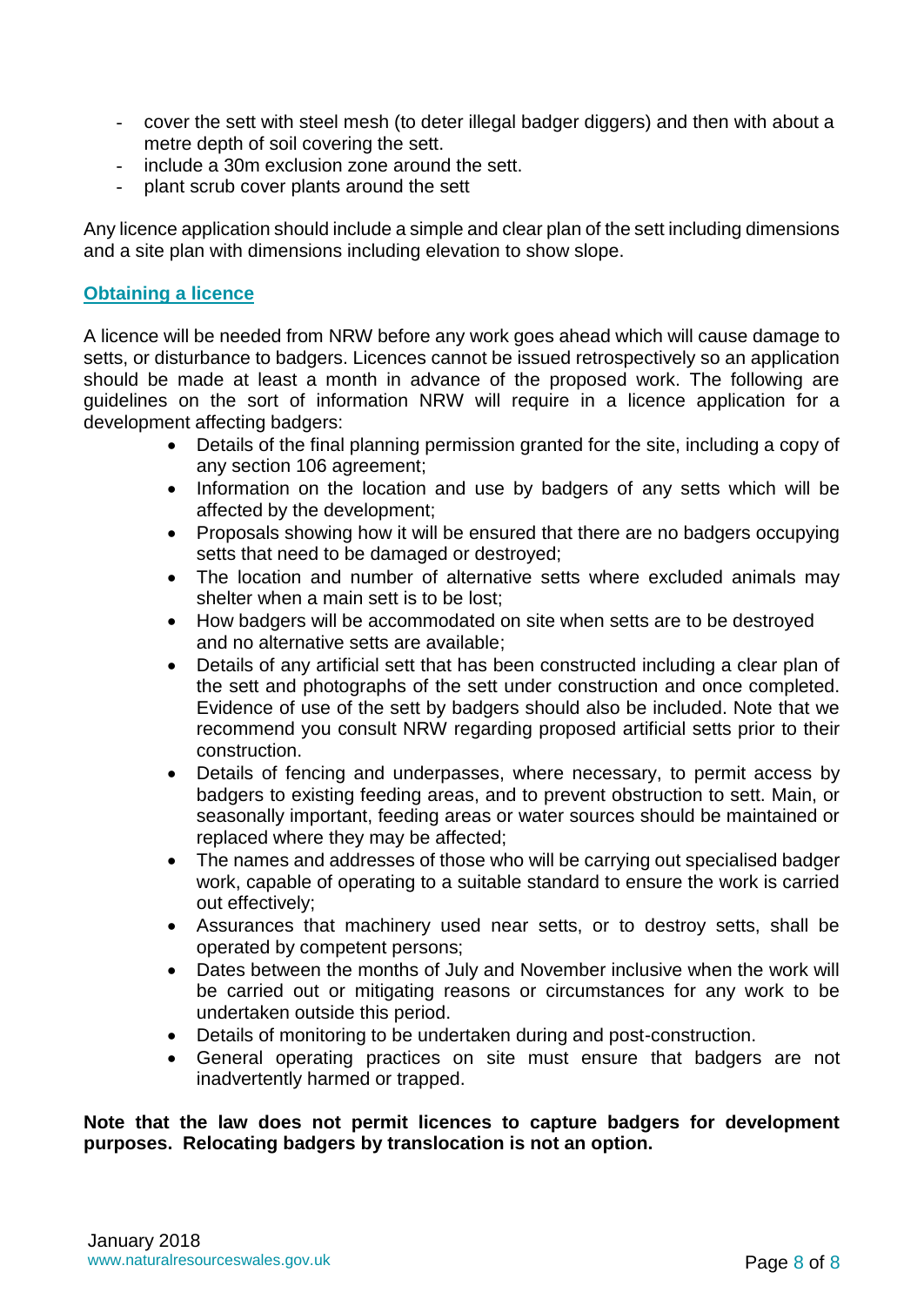- cover the sett with steel mesh (to deter illegal badger diggers) and then with about a metre depth of soil covering the sett.
- include a 30m exclusion zone around the sett.
- plant scrub cover plants around the sett

Any licence application should include a simple and clear plan of the sett including dimensions and a site plan with dimensions including elevation to show slope.

## Obtaining a licence

A licence will be needed from NRW before any work goes ahead which will cause damage to setts, or disturbance to badgers. Licences cannot be issued retrospectively so an application should be made at least a month in advance of the proposed work. The following are guidelines on the sort of information NRW will require in a licence application for a development affecting badgers:

- Details of the final planning permission granted for the site, including a copy of any section 106 agreement;
- Information on the location and use by badgers of any setts which will be affected by the development;
- Proposals showing how it will be ensured that there are no badgers occupying setts that need to be damaged or destroyed;
- The location and number of alternative setts where excluded animals may shelter when a main sett is to be lost;
- How badgers will be accommodated on site when setts are to be destroyed and no alternative setts are available;
- Details of any artificial sett that has been constructed including a clear plan of the sett and photographs of the sett under construction and once completed. Evidence of use of the sett by badgers should also be included. Note that we recommend you consult NRW regarding proposed artificial setts prior to their construction.
- Details of fencing and underpasses, where necessary, to permit access by badgers to existing feeding areas, and to prevent obstruction to sett. Main, or seasonally important, feeding areas or water sources should be maintained or replaced where they may be affected;
- The names and addresses of those who will be carrying out specialised badger work, capable of operating to a suitable standard to ensure the work is carried out effectively;
- Assurances that machinery used near setts, or to destroy setts, shall be operated by competent persons;
- Dates between the months of July and November inclusive when the work will be carried out or mitigating reasons or circumstances for any work to be undertaken outside this period.
- Details of monitoring to be undertaken during and post-construction.
- General operating practices on site must ensure that badgers are not inadvertently harmed or trapped.

**Note that the law does not permit licences to capture badgers for development purposes. Relocating badgers by translocation is not an option.**